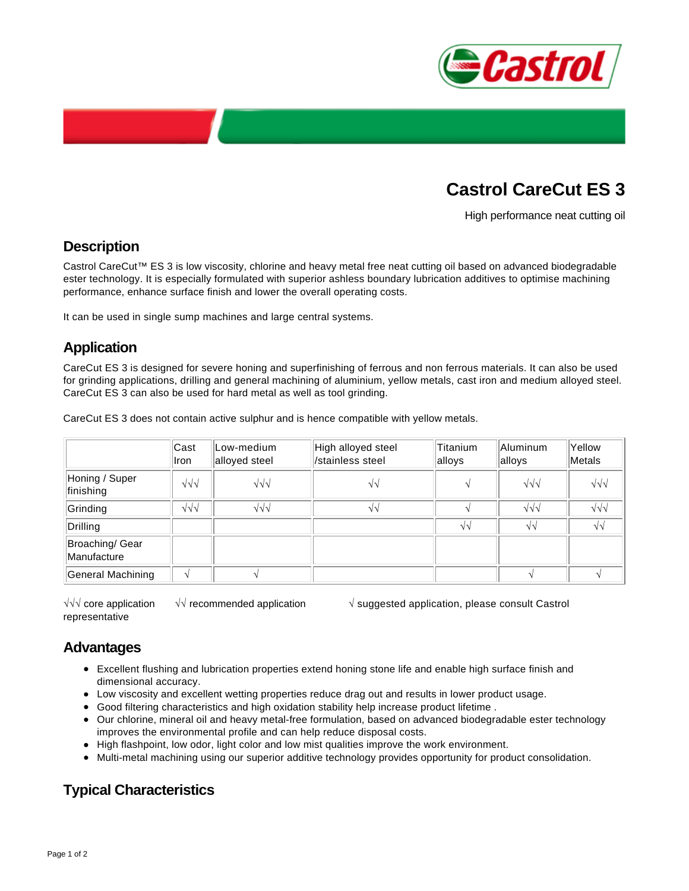# Castrol CareCut ES 3

High performance neat cutting oil

## Description

Castrol CareCut™ ES 3 is low viscosity, chlorine and heavy metal free neat cutting oil based on advanced biodegradable ester technology. It is especially formulated with superior ashless boundary lubrication additives to optimise machining performance, enhance surface finish and lower the overall operating costs.

It can be used in single sump machines and large central systems.

## Application

CareCut ES 3 is designed for severe honing and superfinishing of ferrous and non ferrous materials. It can also be used for grinding applications, drilling and general machining of aluminium, yellow metals, cast iron and medium alloyed steel. CareCut ES 3 can also be used for hard metal as well as tool grinding.

CareCut ES 3 does not contain active sulphur and is hence compatible with yellow metals.

| | Cast Iron | Low-medium alloyed steel | High alloyed steel /stainless steel | Titanium alloys | Aluminum alloys | Yellow Metals |
|---|---|---|---|---|---|---|
| Honing / Super finishing | √√√ | √√√ | √√ | √ | √√√ | √√√ |
| Grinding | √√√ | √√√ | √√ | √ | √√√ | √√√ |
| Drilling | | | | √√ | √√ | √√ |
| Broaching/ Gear Manufacture | | | | | | |
| General Machining | √ | √ | | | √ | √ |

√√√ core application √√ recommended application √ suggested application, please consult Castrol representative

## Advantages

- Excellent flushing and lubrication properties extend honing stone life and enable high surface finish and dimensional accuracy.
- Low viscosity and excellent wetting properties reduce drag out and results in lower product usage.
- Good filtering characteristics and high oxidation stability help increase product lifetime .
- Our chlorine, mineral oil and heavy metal-free formulation, based on advanced biodegradable ester technology improves the environmental profile and can help reduce disposal costs.
- High flashpoint, low odor, light color and low mist qualities improve the work environment.
- Multi-metal machining using our superior additive technology provides opportunity for product consolidation.

## Typical Characteristics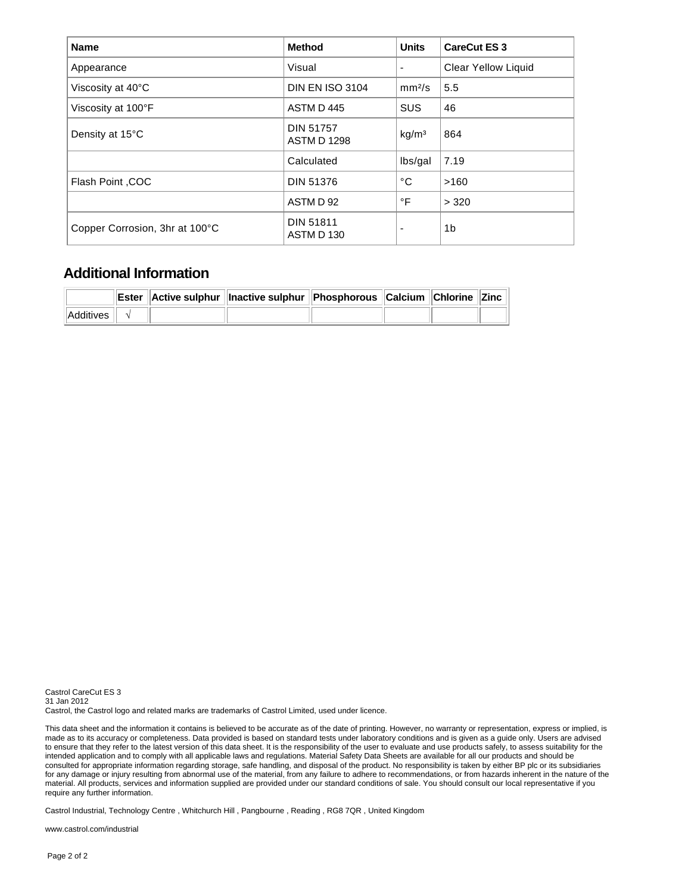| Name | Method | Units | CareCut ES 3 |
|---|---|---|---|
| Appearance | Visual | - | Clear Yellow Liquid |
| Viscosity at 40°C | DIN EN ISO 3104 | $mm^2/s$ | 5.5 |
| Viscosity at 100°F | ASTM D 445 | SUS | 46 |
| Density at 15°C | DIN 51757<br>ASTM D 1298 | $kg/m^3$ | 864 |
| | Calculated | lbs/gal | 7.19 |
| Flash Point ,COC | DIN 51376 | °C | >160 |
| | ASTM D 92 | °F | > 320 |
| Copper Corrosion, 3hr at 100°C | DIN 51811<br>ASTM D 130 | - | 1b |

## Additional Information

| | Ester | Active sulphur | Inactive sulphur | Phosphorous | Calcium | Chlorine | Zinc |
|---|---|---|---|---|---|---|---|
| Additives | √ | | | | | | |

Castrol CareCut ES 3
31 Jan 2012
Castrol, the Castrol logo and related marks are trademarks of Castrol Limited, used under licence.

This data sheet and the information it contains is believed to be accurate as of the date of printing. However, no warranty or representation, express or implied, is made as to its accuracy or completeness. Data provided is based on standard tests under laboratory conditions and is given as a guide only. Users are advised to ensure that they refer to the latest version of this data sheet. It is the responsibility of the user to evaluate and use products safely, to assess suitability for the intended application and to comply with all applicable laws and regulations. Material Safety Data Sheets are available for all our products and should be consulted for appropriate information regarding storage, safe handling, and disposal of the product. No responsibility is taken by either BP plc or its subsidiaries for any damage or injury resulting from abnormal use of the material, from any failure to adhere to recommendations, or from hazards inherent in the nature of the material. All products, services and information supplied are provided under our standard conditions of sale. You should consult our local representative if you require any further information.

Castrol Industrial, Technology Centre , Whitchurch Hill , Pangbourne , Reading , RG8 7QR , United Kingdom

www.castrol.com/industrial